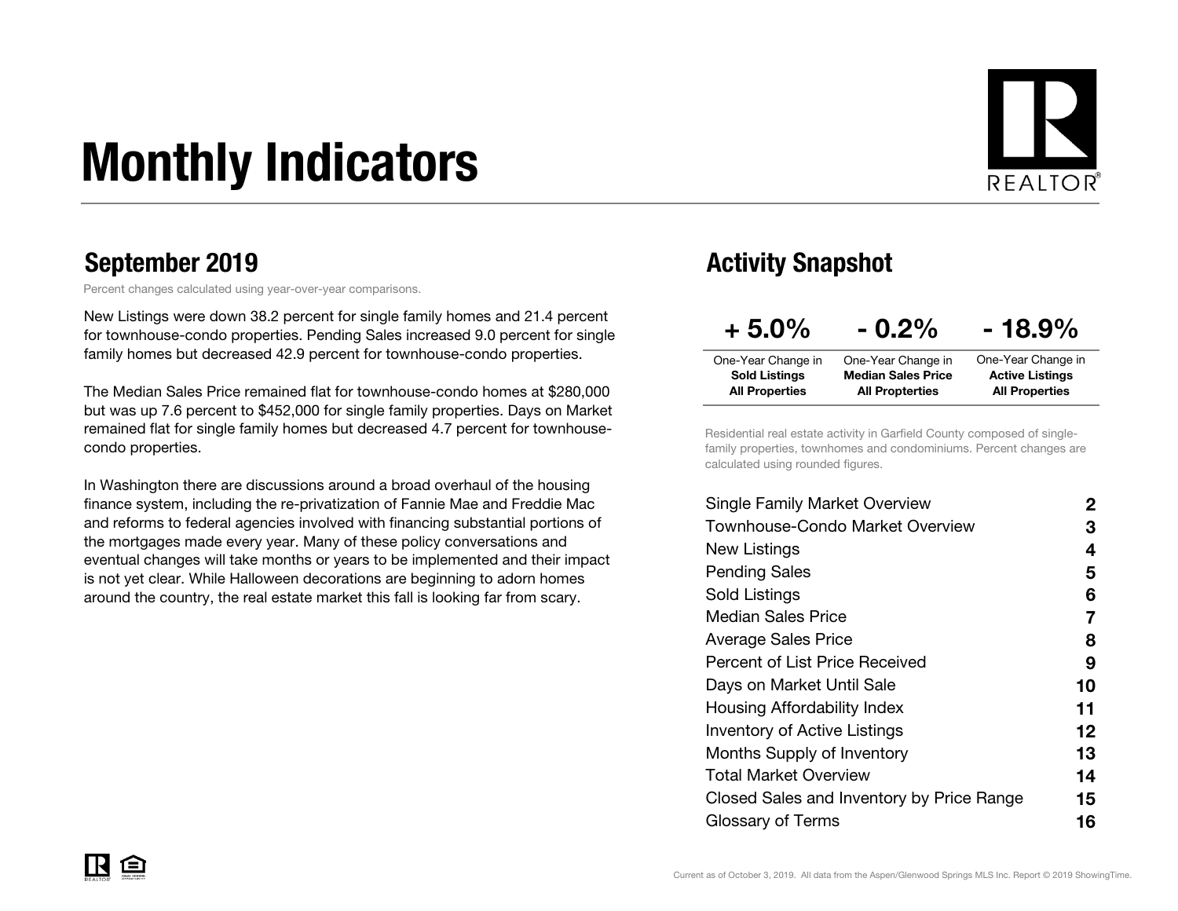# Monthly Indicators

REALTOR®

## September 2019

Percent changes calculated using year-over-year comparisons.

New Listings were down 38.2 percent for single family homes and 21.4 percent for townhouse-condo properties. Pending Sales increased 9.0 percent for single family homes but decreased 42.9 percent for townhouse-condo properties.

The Median Sales Price remained flat for townhouse-condo homes at $280,000 but was up 7.6 percent to $452,000 for single family properties. Days on Market remained flat for single family homes but decreased 4.7 percent for townhouse-condo properties.

In Washington there are discussions around a broad overhaul of the housing finance system, including the re-privatization of Fannie Mae and Freddie Mac and reforms to federal agencies involved with financing substantial portions of the mortgages made every year. Many of these policy conversations and eventual changes will take months or years to be implemented and their impact is not yet clear. While Halloween decorations are beginning to adorn homes around the country, the real estate market this fall is looking far from scary.

## Activity Snapshot

| + 5.0% | - 0.2% | - 18.9% |
|---|---|---|
| One-Year Change in **Sold Listings All Properties** | One-Year Change in **Median Sales Price All Properties** | One-Year Change in **Active Listings All Properties** |

Residential real estate activity in Garfield County composed of single-family properties, townhomes and condominiums. Percent changes are calculated using rounded figures.

| | |
|---|---|
| Single Family Market Overview | 2 |
| Townhouse-Condo Market Overview | 3 |
| New Listings | 4 |
| Pending Sales | 5 |
| Sold Listings | 6 |
| Median Sales Price | 7 |
| Average Sales Price | 8 |
| Percent of List Price Received | 9 |
| Days on Market Until Sale | 10 |
| Housing Affordability Index | 11 |
| Inventory of Active Listings | 12 |
| Months Supply of Inventory | 13 |
| Total Market Overview | 14 |
| Closed Sales and Inventory by Price Range | 15 |
| Glossary of Terms | 16 |

Current as of October 3, 2019. All data from the Aspen/Glenwood Springs MLS Inc. Report © 2019 ShowingTime.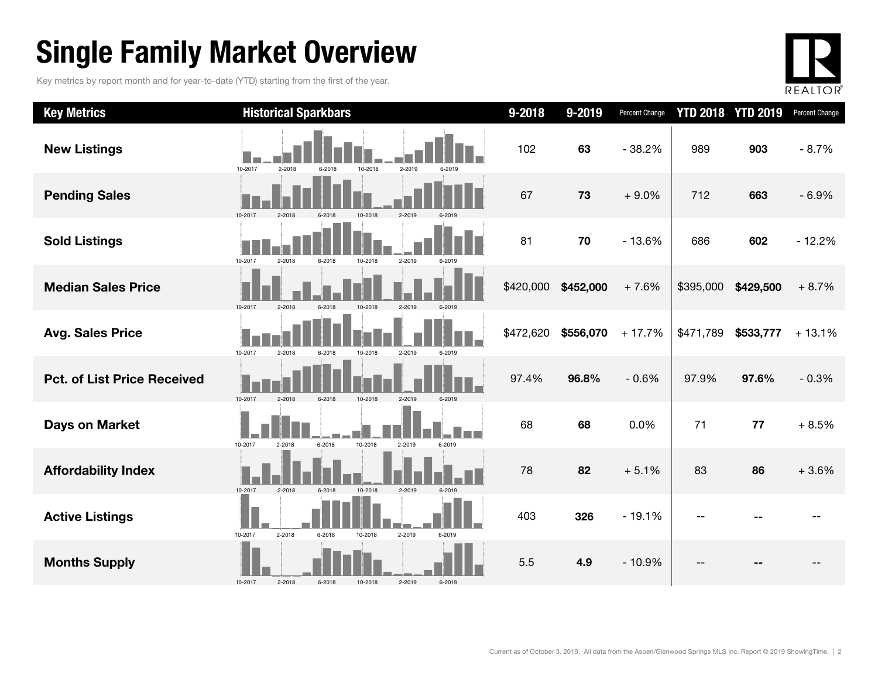# Single Family Market Overview

Key metrics by report month and for year-to-date (YTD) starting from the first of the year.

| Key Metrics | Historical Sparkbars | 9-2018 | 9-2019 | Percent Change | YTD 2018 | YTD 2019 | Percent Change |
|---|---|---|---|---|---|---|---|
| New Listings | 10-2017 2-2018 6-2018 10-2018 2-2019 6-2019 | 102 | **63** | - 38.2% | 989 | **903** | - 8.7% |
| Pending Sales | 10-2017 2-2018 6-2018 10-2018 2-2019 6-2019 | 67 | **73** | + 9.0% | 712 | **663** | - 6.9% |
| Sold Listings | 10-2017 2-2018 6-2018 10-2018 2-2019 6-2019 | 81 | **70** | - 13.6% | 686 | **602** | - 12.2% |
| Median Sales Price | 10-2017 2-2018 6-2018 10-2018 2-2019 6-2019 | $420,000 | **$452,000** | + 7.6% | $395,000 | **$429,500** | + 8.7% |
| Avg. Sales Price | 10-2017 2-2018 6-2018 10-2018 2-2019 6-2019 | $472,620 | **$556,070** | + 17.7% | $471,789 | **$533,777** | + 13.1% |
| Pct. of List Price Received | 10-2017 2-2018 6-2018 10-2018 2-2019 6-2019 | 97.4% | **96.8%** | - 0.6% | 97.9% | **97.6%** | - 0.3% |
| Days on Market | 10-2017 2-2018 6-2018 10-2018 2-2019 6-2019 | 68 | **68** | 0.0% | 71 | **77** | + 8.5% |
| Affordability Index | 10-2017 2-2018 6-2018 10-2018 2-2019 6-2019 | 78 | **82** | + 5.1% | 83 | **86** | + 3.6% |
| Active Listings | 10-2017 2-2018 6-2018 10-2018 2-2019 6-2019 | 403 | **326** | - 19.1% | -- | **--** | -- |
| Months Supply | 10-2017 2-2018 6-2018 10-2018 2-2019 6-2019 | 5.5 | **4.9** | - 10.9% | -- | **--** | -- |

Current as of October 3, 2019. All data from the Aspen/Glenwood Springs MLS Inc. Report © 2019 ShowingTime.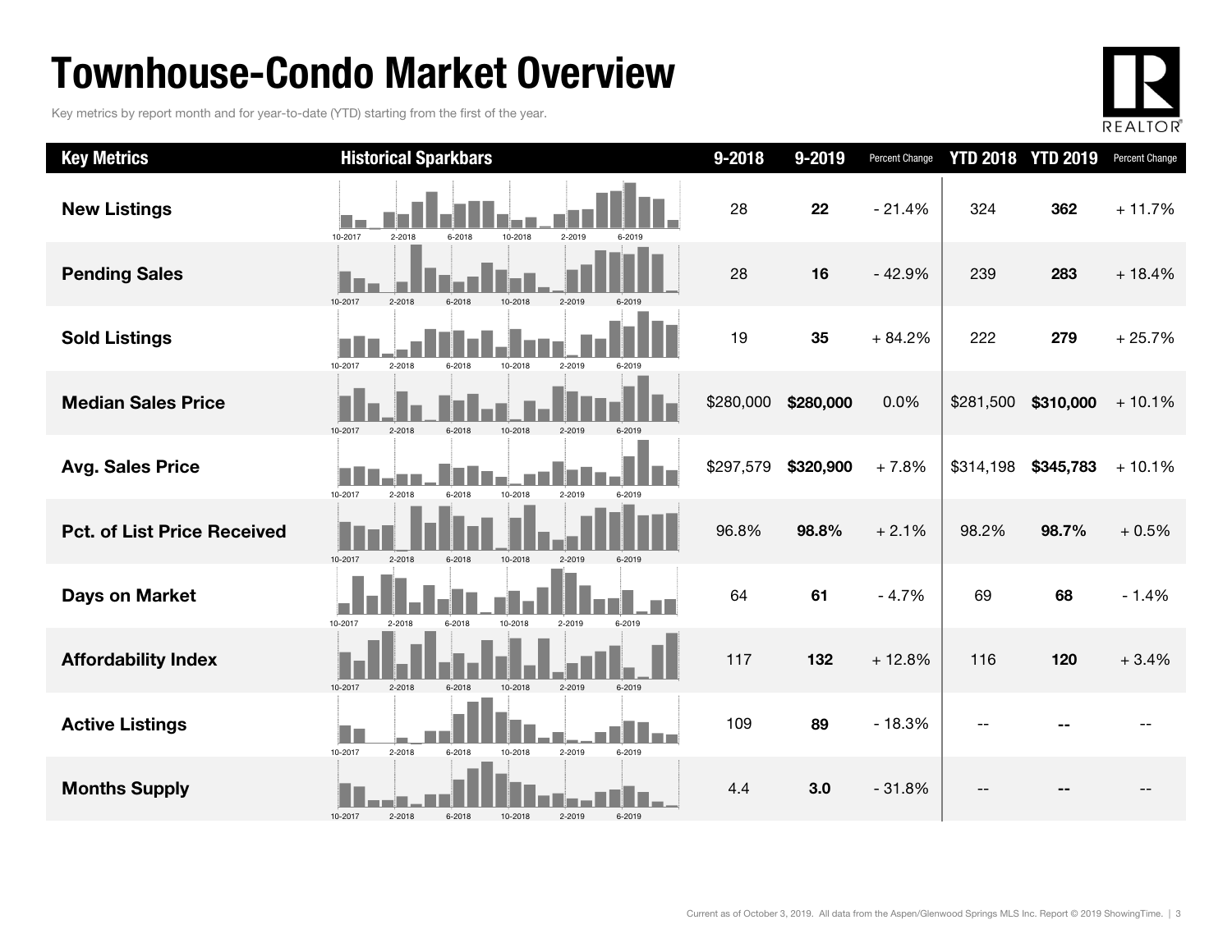# Townhouse-Condo Market Overview

Key metrics by report month and for year-to-date (YTD) starting from the first of the year.

| Key Metrics | Historical Sparkbars | 9-2018 | 9-2019 | Percent Change | YTD 2018 | YTD 2019 | Percent Change |
|---|---|---|---|---|---|---|---|
| **New Listings** | 10-2017 2-2018 6-2018 10-2018 2-2019 6-2019 | 28 | **22** | - 21.4% | 324 | **362** | + 11.7% |
| **Pending Sales** | 10-2017 2-2018 6-2018 10-2018 2-2019 6-2019 | 28 | **16** | - 42.9% | 239 | **283** | + 18.4% |
| **Sold Listings** | 10-2017 2-2018 6-2018 10-2018 2-2019 6-2019 | 19 | **35** | + 84.2% | 222 | **279** | + 25.7% |
| **Median Sales Price** | 10-2017 2-2018 6-2018 10-2018 2-2019 6-2019 | $280,000 | **$280,000** | 0.0% | $281,500 | **$310,000** | + 10.1% |
| **Avg. Sales Price** | 10-2017 2-2018 6-2018 10-2018 2-2019 6-2019 | $297,579 | **$320,900** | + 7.8% | $314,198 | **$345,783** | + 10.1% |
| **Pct. of List Price Received** | 10-2017 2-2018 6-2018 10-2018 2-2019 6-2019 | 96.8% | **98.8%** | + 2.1% | 98.2% | **98.7%** | + 0.5% |
| **Days on Market** | 10-2017 2-2018 6-2018 10-2018 2-2019 6-2019 | 64 | **61** | - 4.7% | 69 | **68** | - 1.4% |
| **Affordability Index** | 10-2017 2-2018 6-2018 10-2018 2-2019 6-2019 | 117 | **132** | + 12.8% | 116 | **120** | + 3.4% |
| **Active Listings** | 10-2017 2-2018 6-2018 10-2018 2-2019 6-2019 | 109 | **89** | - 18.3% | -- | **--** | -- |
| **Months Supply** | 10-2017 2-2018 6-2018 10-2018 2-2019 6-2019 | 4.4 | **3.0** | - 31.8% | -- | **--** | -- |

Current as of October 3, 2019. All data from the Aspen/Glenwood Springs MLS Inc. Report © 2019 ShowingTime.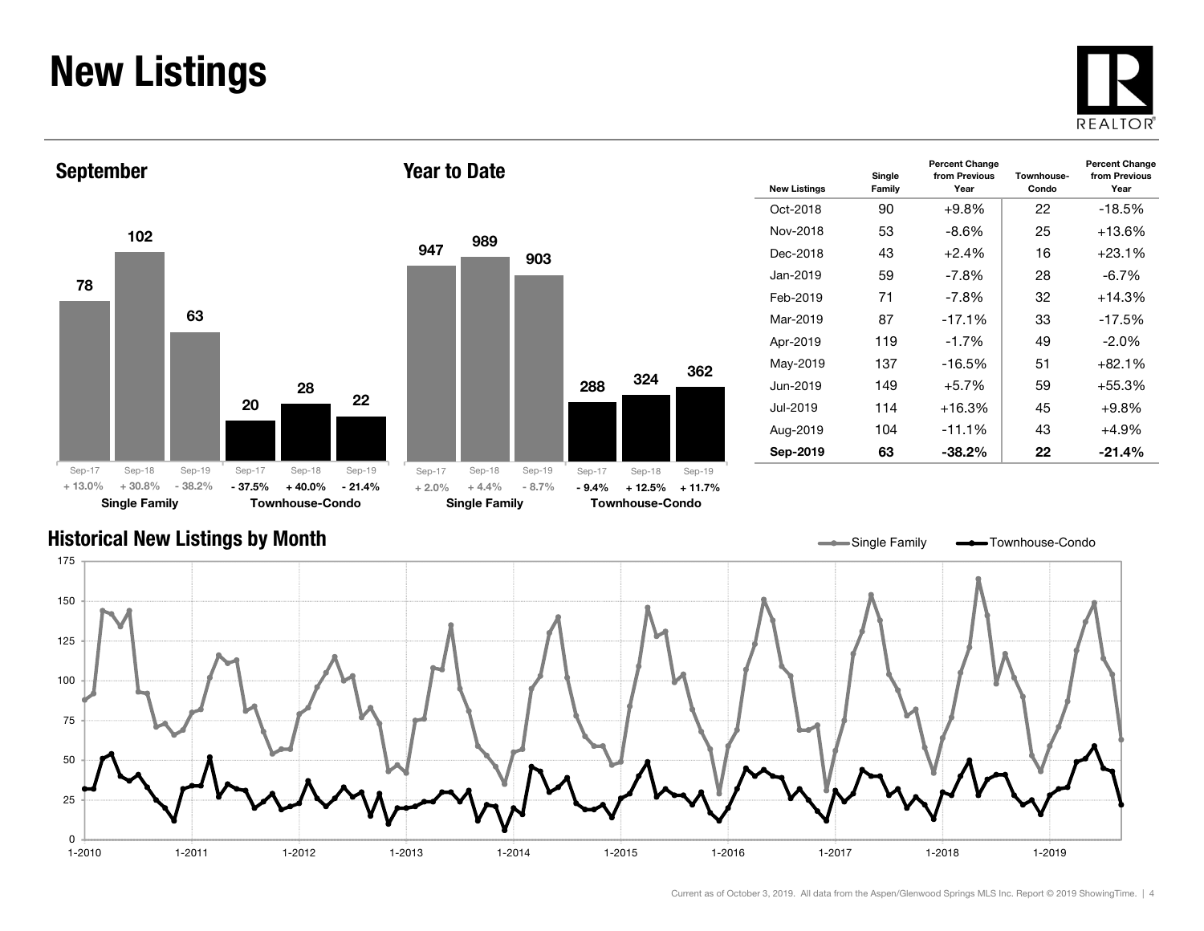# New Listings

## September

78
102
63
20
28
22

Sep-17 Sep-18 Sep-19 Sep-17 Sep-18 Sep-19

+ 13.0% + 30.8% - 38.2% - 37.5% + 40.0% - 21.4%

Single Family Townhouse-Condo

## Year to Date

947
989
903
288
324
362

Sep-17 Sep-18 Sep-19 Sep-17 Sep-18 Sep-19

+ 2.0% + 4.4% - 8.7% - 9.4% + 12.5% + 11.7%

Single Family Townhouse-Condo

| New Listings | Single Family | Percent Change from Previous Year | Townhouse-Condo | Percent Change from Previous Year |
|---|---|---|---|---|
| Oct-2018 | 90 | +9.8% | 22 | -18.5% |
| Nov-2018 | 53 | -8.6% | 25 | +13.6% |
| Dec-2018 | 43 | +2.4% | 16 | +23.1% |
| Jan-2019 | 59 | -7.8% | 28 | -6.7% |
| Feb-2019 | 71 | -7.8% | 32 | +14.3% |
| Mar-2019 | 87 | -17.1% | 33 | -17.5% |
| Apr-2019 | 119 | -1.7% | 49 | -2.0% |
| May-2019 | 137 | -16.5% | 51 | +82.1% |
| Jun-2019 | 149 | +5.7% | 59 | +55.3% |
| Jul-2019 | 114 | +16.3% | 45 | +9.8% |
| Aug-2019 | 104 | -11.1% | 43 | +4.9% |
| **Sep-2019** | **63** | **-38.2%** | **22** | **-21.4%** |

## Historical New Listings by Month

Single Family
Townhouse-Condo

175
150
125
100
75
50
25
0

1-2010 1-2011 1-2012 1-2013 1-2014 1-2015 1-2016 1-2017 1-2018 1-2019

Current as of October 3, 2019. All data from the Aspen/Glenwood Springs MLS Inc. Report © 2019 ShowingTime.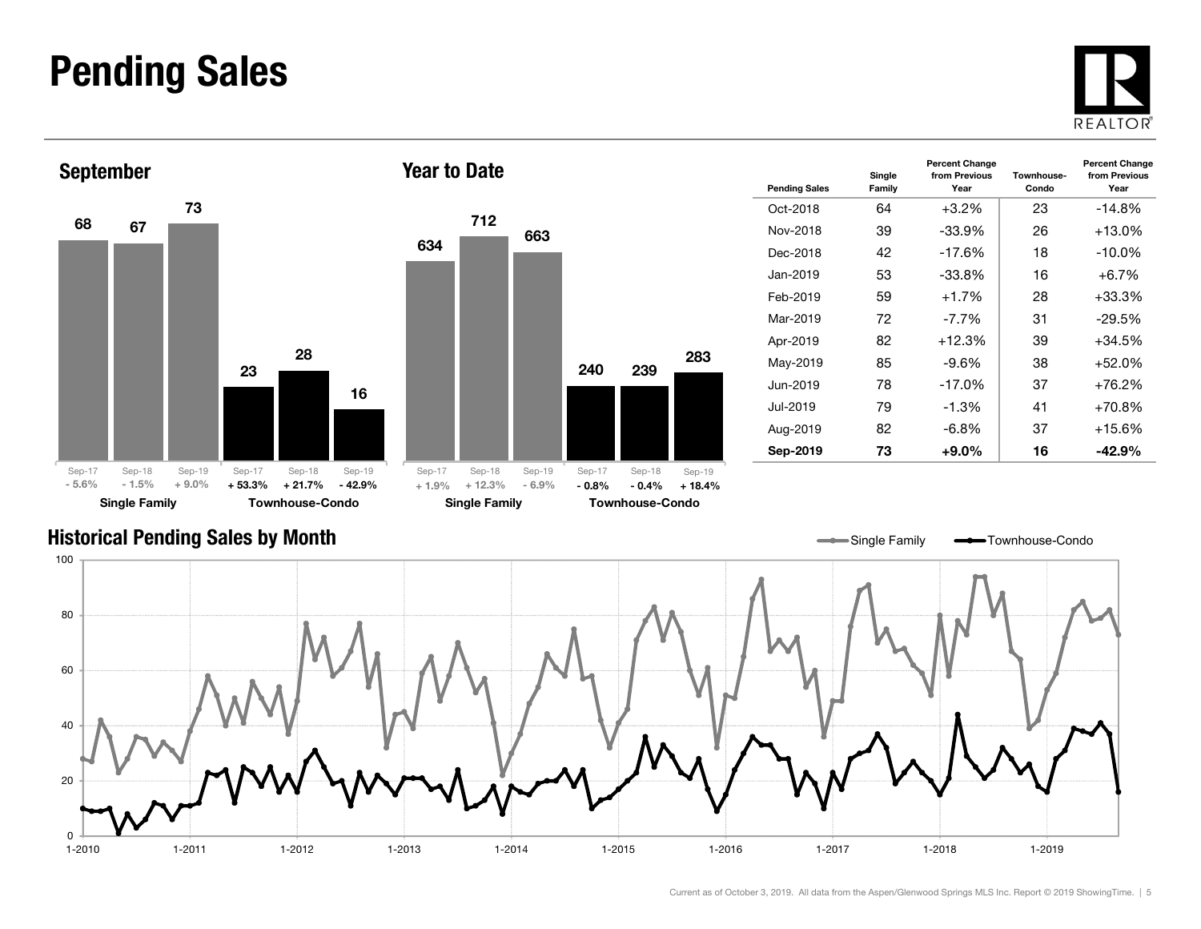# Pending Sales

REALTOR®

## September

68
67
73
23
28
16

Sep-17 - 5.6%
Sep-18 - 1.5%
Sep-19 + 9.0%
Sep-17 + 53.3%
Sep-18 + 21.7%
Sep-19 - 42.9%

Single Family
Townhouse-Condo

## Year to Date

634
712
663
240
239
283

Sep-17 + 1.9%
Sep-18 + 12.3%
Sep-19 - 6.9%
Sep-17 - 0.8%
Sep-18 - 0.4%
Sep-19 + 18.4%

Single Family
Townhouse-Condo

| Pending Sales | Single Family | Percent Change from Previous Year | Townhouse-Condo | Percent Change from Previous Year |
|---|---|---|---|---|
| Oct-2018 | 64 | +3.2% | 23 | -14.8% |
| Nov-2018 | 39 | -33.9% | 26 | +13.0% |
| Dec-2018 | 42 | -17.6% | 18 | -10.0% |
| Jan-2019 | 53 | -33.8% | 16 | +6.7% |
| Feb-2019 | 59 | +1.7% | 28 | +33.3% |
| Mar-2019 | 72 | -7.7% | 31 | -29.5% |
| Apr-2019 | 82 | +12.3% | 39 | +34.5% |
| May-2019 | 85 | -9.6% | 38 | +52.0% |
| Jun-2019 | 78 | -17.0% | 37 | +76.2% |
| Jul-2019 | 79 | -1.3% | 41 | +70.8% |
| Aug-2019 | 82 | -6.8% | 37 | +15.6% |
| **Sep-2019** | **73** | **+9.0%** | **16** | **-42.9%** |

## Historical Pending Sales by Month

Single Family
Townhouse-Condo

100
80
60
40
20
0

1-2010
1-2011
1-2012
1-2013
1-2014
1-2015
1-2016
1-2017
1-2018
1-2019

Current as of October 3, 2019. All data from the Aspen/Glenwood Springs MLS Inc. Report © 2019 ShowingTime.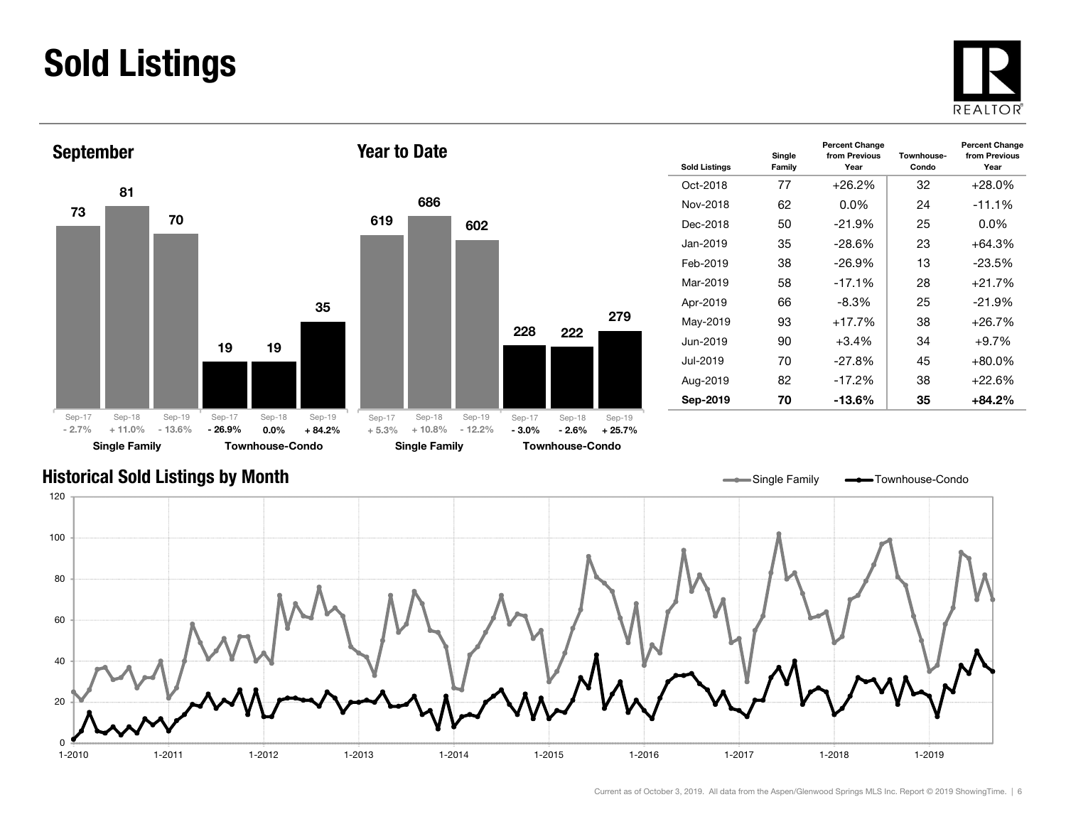# Sold Listings

REALTOR®

## September

73
81
70
19
19
35

Sep-17 - 2.7%
Sep-18 + 11.0%
Sep-19 - 13.6%
Single Family

Sep-17 - 26.9%
Sep-18 0.0%
Sep-19 + 84.2%
Townhouse-Condo

## Year to Date

619
686
602
228
222
279

Sep-17 + 5.3%
Sep-18 + 10.8%
Sep-19 - 12.2%
Single Family

Sep-17 - 3.0%
Sep-18 - 2.6%
Sep-19 + 25.7%
Townhouse-Condo

| Sold Listings | Single Family | Percent Change from Previous Year | Townhouse-Condo | Percent Change from Previous Year |
|---|---|---|---|---|
| Oct-2018 | 77 | +26.2% | 32 | +28.0% |
| Nov-2018 | 62 | 0.0% | 24 | -11.1% |
| Dec-2018 | 50 | -21.9% | 25 | 0.0% |
| Jan-2019 | 35 | -28.6% | 23 | +64.3% |
| Feb-2019 | 38 | -26.9% | 13 | -23.5% |
| Mar-2019 | 58 | -17.1% | 28 | +21.7% |
| Apr-2019 | 66 | -8.3% | 25 | -21.9% |
| May-2019 | 93 | +17.7% | 38 | +26.7% |
| Jun-2019 | 90 | +3.4% | 34 | +9.7% |
| Jul-2019 | 70 | -27.8% | 45 | +80.0% |
| Aug-2019 | 82 | -17.2% | 38 | +22.6% |
| **Sep-2019** | **70** | **-13.6%** | **35** | **+84.2%** |

## Historical Sold Listings by Month

Single Family
Townhouse-Condo

0
20
40
60
80
100
120

1-2010
1-2011
1-2012
1-2013
1-2014
1-2015
1-2016
1-2017
1-2018
1-2019

Current as of October 3, 2019. All data from the Aspen/Glenwood Springs MLS Inc. Report © 2019 ShowingTime.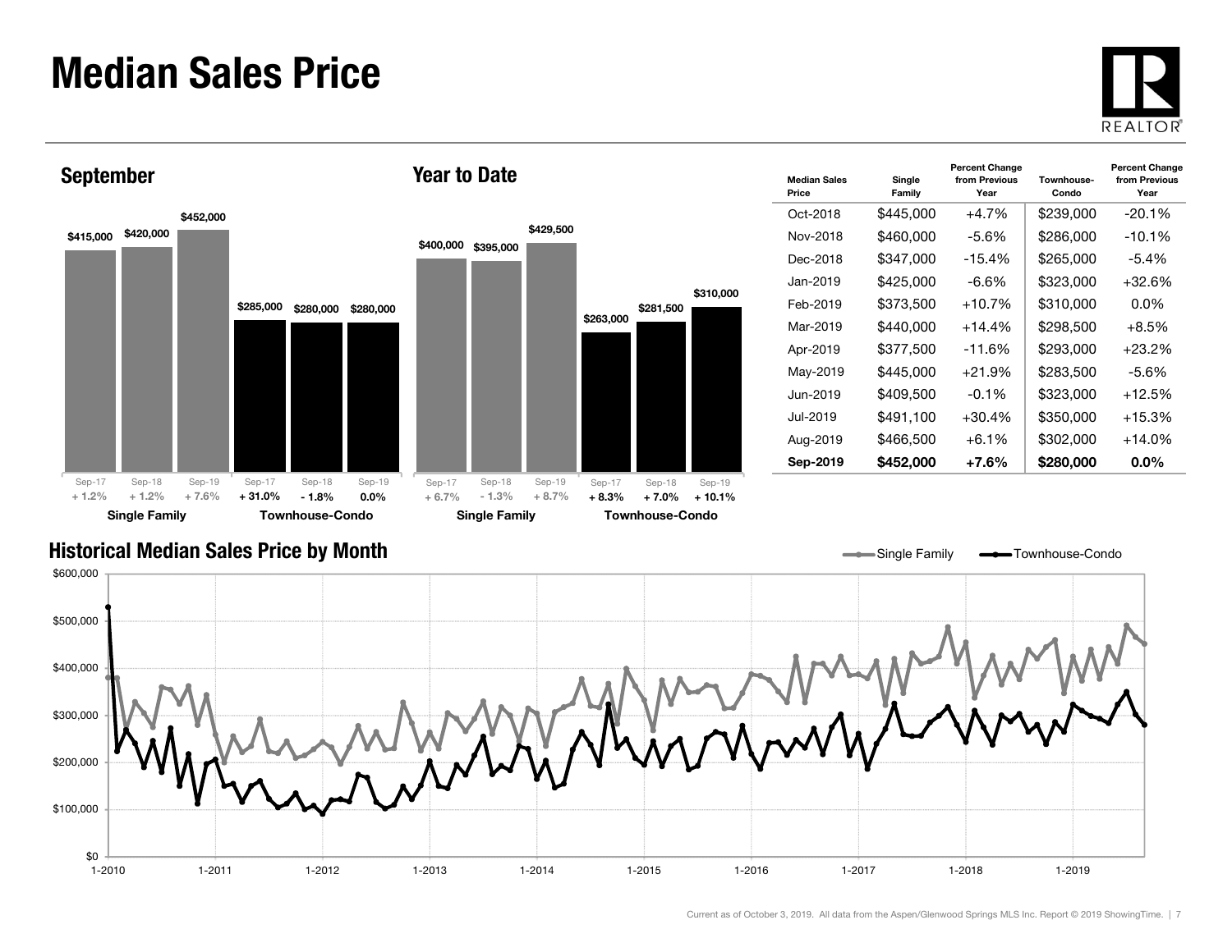# Median Sales Price

## September

$415,000 $420,000 $452,000 $285,000 $280,000 $280,000

Sep-17 Sep-18 Sep-19 Sep-17 Sep-18 Sep-19

+ 1.2% + 1.2% + 7.6% + 31.0% - 1.8% 0.0%

Single Family Townhouse-Condo

## Year to Date

$400,000 $395,000 $429,500 $263,000 $281,500 $310,000

Sep-17 Sep-18 Sep-19 Sep-17 Sep-18 Sep-19

+ 6.7% - 1.3% + 8.7% + 8.3% + 7.0% + 10.1%

Single Family Townhouse-Condo

| Median Sales Price | Single Family | Percent Change from Previous Year | Townhouse-Condo | Percent Change from Previous Year |
|---|---|---|---|---|
| Oct-2018 | $445,000 | +4.7% | $239,000 | -20.1% |
| Nov-2018 | $460,000 | -5.6% | $286,000 | -10.1% |
| Dec-2018 | $347,000 | -15.4% | $265,000 | -5.4% |
| Jan-2019 | $425,000 | -6.6% | $323,000 | +32.6% |
| Feb-2019 | $373,500 | +10.7% | $310,000 | 0.0% |
| Mar-2019 | $440,000 | +14.4% | $298,500 | +8.5% |
| Apr-2019 | $377,500 | -11.6% | $293,000 | +23.2% |
| May-2019 | $445,000 | +21.9% | $283,500 | -5.6% |
| Jun-2019 | $409,500 | -0.1% | $323,000 | +12.5% |
| Jul-2019 | $491,100 | +30.4% | $350,000 | +15.3% |
| Aug-2019 | $466,500 | +6.1% | $302,000 | +14.0% |
| **Sep-2019** | **$452,000** | **+7.6%** | **$280,000** | **0.0%** |

## Historical Median Sales Price by Month

Single Family Townhouse-Condo

$600,000 $500,000 $400,000 $300,000 $200,000 $100,000 $0

1-2010 1-2011 1-2012 1-2013 1-2014 1-2015 1-2016 1-2017 1-2018 1-2019

Current as of October 3, 2019. All data from the Aspen/Glenwood Springs MLS Inc. Report © 2019 ShowingTime.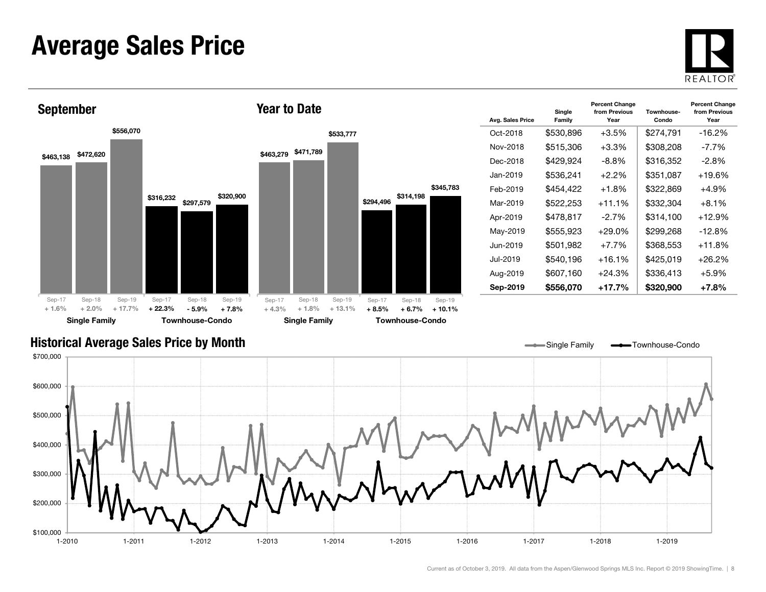# Average Sales Price

## September

$463,138
$472,620
$556,070
$316,232
$297,579
$320,900

Sep-17 + 1.6%
Sep-18 + 2.0%
Sep-19 + 17.7%
Sep-17 + 22.3%
Sep-18 - 5.9%
Sep-19 + 7.8%

Single Family
Townhouse-Condo

## Year to Date

$463,279
$471,789
$533,777
$294,496
$314,198
$345,783

Sep-17 + 4.3%
Sep-18 + 1.8%
Sep-19 + 13.1%
Sep-17 + 8.5%
Sep-18 + 6.7%
Sep-19 + 10.1%

Single Family
Townhouse-Condo

| Avg. Sales Price | Single Family | Percent Change from Previous Year | Townhouse-Condo | Percent Change from Previous Year |
|---|---|---|---|---|
| Oct-2018 | $530,896 | +3.5% | $274,791 | -16.2% |
| Nov-2018 | $515,306 | +3.3% | $308,208 | -7.7% |
| Dec-2018 | $429,924 | -8.8% | $316,352 | -2.8% |
| Jan-2019 | $536,241 | +2.2% | $351,087 | +19.6% |
| Feb-2019 | $454,422 | +1.8% | $322,869 | +4.9% |
| Mar-2019 | $522,253 | +11.1% | $332,304 | +8.1% |
| Apr-2019 | $478,817 | -2.7% | $314,100 | +12.9% |
| May-2019 | $555,923 | +29.0% | $299,268 | -12.8% |
| Jun-2019 | $501,982 | +7.7% | $368,553 | +11.8% |
| Jul-2019 | $540,196 | +16.1% | $425,019 | +26.2% |
| Aug-2019 | $607,160 | +24.3% | $336,413 | +5.9% |
| **Sep-2019** | **$556,070** | **+17.7%** | **$320,900** | **+7.8%** |

## Historical Average Sales Price by Month

Single Family
Townhouse-Condo

$700,000
$600,000
$500,000
$400,000
$300,000
$200,000
$100,000

1-2010
1-2011
1-2012
1-2013
1-2014
1-2015
1-2016
1-2017
1-2018
1-2019

Current as of October 3, 2019. All data from the Aspen/Glenwood Springs MLS Inc. Report © 2019 ShowingTime.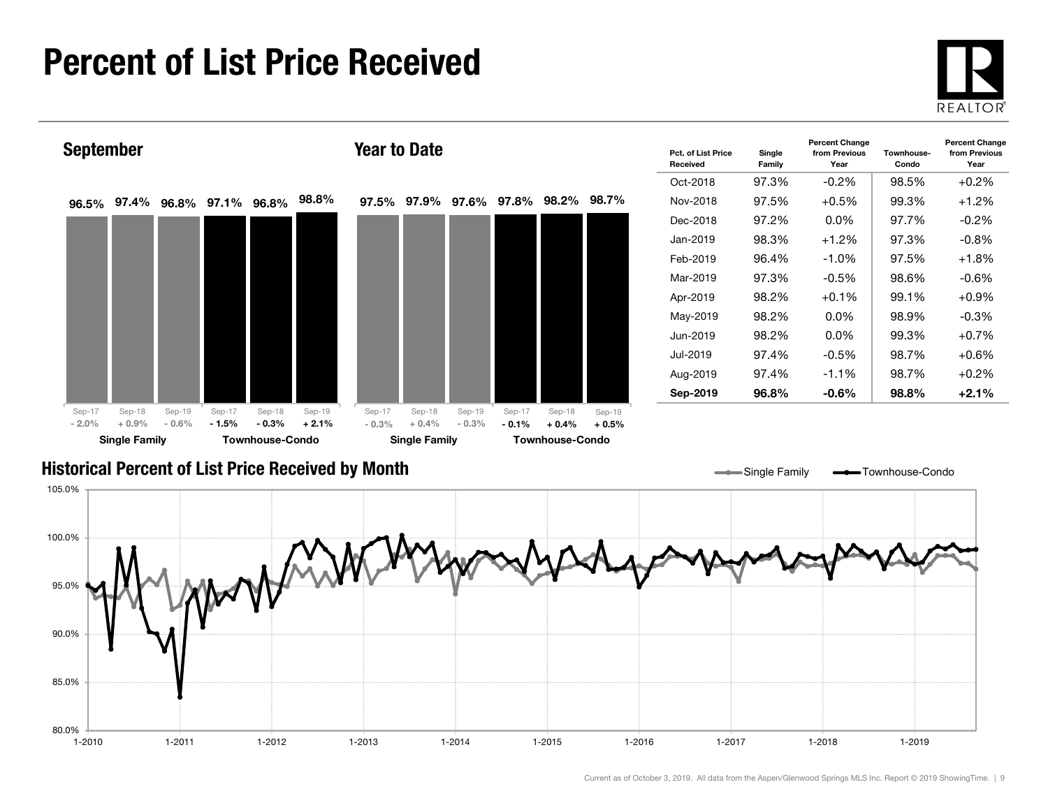# Percent of List Price Received

## September

96.5% 97.4% 96.8% 97.1% 96.8% 98.8%

Sep-17 Sep-18 Sep-19 Sep-17 Sep-18 Sep-19

- 2.0% + 0.9% - 0.6% - 1.5% - 0.3% + 2.1%

Single Family Townhouse-Condo

## Year to Date

97.5% 97.9% 97.6% 97.8% 98.2% 98.7%

Sep-17 Sep-18 Sep-19 Sep-17 Sep-18 Sep-19

- 0.3% + 0.4% - 0.3% - 0.1% + 0.4% + 0.5%

Single Family Townhouse-Condo

| Pct. of List Price Received | Single Family | Percent Change from Previous Year | Townhouse-Condo | Percent Change from Previous Year |
|---|---|---|---|---|
| Oct-2018 | 97.3% | -0.2% | 98.5% | +0.2% |
| Nov-2018 | 97.5% | +0.5% | 99.3% | +1.2% |
| Dec-2018 | 97.2% | 0.0% | 97.7% | -0.2% |
| Jan-2019 | 98.3% | +1.2% | 97.3% | -0.8% |
| Feb-2019 | 96.4% | -1.0% | 97.5% | +1.8% |
| Mar-2019 | 97.3% | -0.5% | 98.6% | -0.6% |
| Apr-2019 | 98.2% | +0.1% | 99.1% | +0.9% |
| May-2019 | 98.2% | 0.0% | 98.9% | -0.3% |
| Jun-2019 | 98.2% | 0.0% | 99.3% | +0.7% |
| Jul-2019 | 97.4% | -0.5% | 98.7% | +0.6% |
| Aug-2019 | 97.4% | -1.1% | 98.7% | +0.2% |
| **Sep-2019** | **96.8%** | **-0.6%** | **98.8%** | **+2.1%** |

## Historical Percent of List Price Received by Month

Single Family Townhouse-Condo

105.0% 100.0% 95.0% 90.0% 85.0% 80.0%

1-2010 1-2011 1-2012 1-2013 1-2014 1-2015 1-2016 1-2017 1-2018 1-2019

Current as of October 3, 2019. All data from the Aspen/Glenwood Springs MLS Inc. Report © 2019 ShowingTime.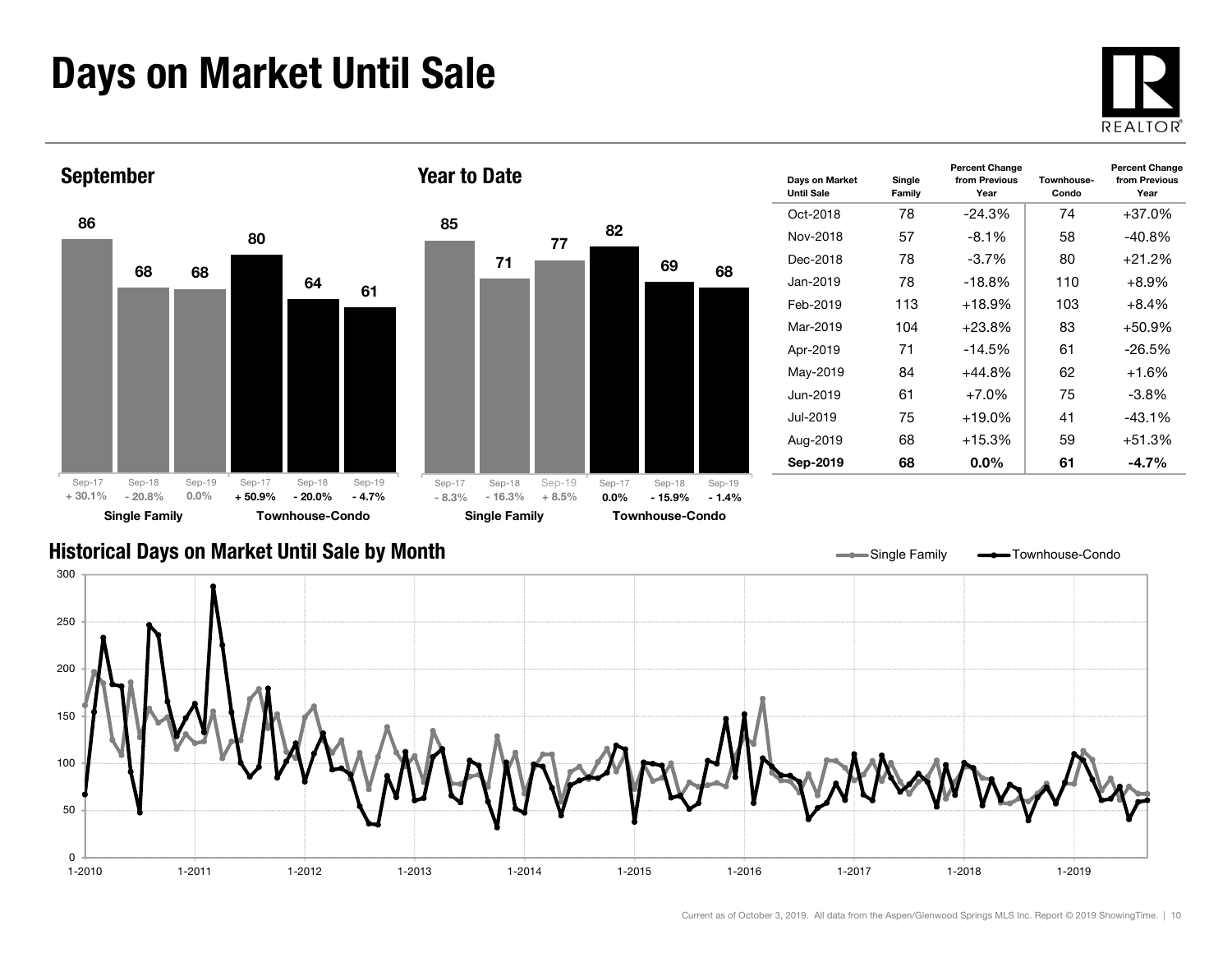# Days on Market Until Sale

## September

86
68
68
80
64
61

Sep-17 Sep-18 Sep-19 Sep-17 Sep-18 Sep-19

+ 30.1% - 20.8% 0.0% + 50.9% - 20.0% - 4.7%

Single Family Townhouse-Condo

## Year to Date

85
71
77
82
69
68

Sep-17 Sep-18 Sep-19 Sep-17 Sep-18 Sep-19

- 8.3% - 16.3% + 8.5% 0.0% - 15.9% - 1.4%

Single Family Townhouse-Condo

| Days on Market Until Sale | Single Family | Percent Change from Previous Year | Townhouse-Condo | Percent Change from Previous Year |
|---|---|---|---|---|
| Oct-2018 | 78 | -24.3% | 74 | +37.0% |
| Nov-2018 | 57 | -8.1% | 58 | -40.8% |
| Dec-2018 | 78 | -3.7% | 80 | +21.2% |
| Jan-2019 | 78 | -18.8% | 110 | +8.9% |
| Feb-2019 | 113 | +18.9% | 103 | +8.4% |
| Mar-2019 | 104 | +23.8% | 83 | +50.9% |
| Apr-2019 | 71 | -14.5% | 61 | -26.5% |
| May-2019 | 84 | +44.8% | 62 | +1.6% |
| Jun-2019 | 61 | +7.0% | 75 | -3.8% |
| Jul-2019 | 75 | +19.0% | 41 | -43.1% |
| Aug-2019 | 68 | +15.3% | 59 | +51.3% |
| **Sep-2019** | **68** | **0.0%** | **61** | **-4.7%** |

## Historical Days on Market Until Sale by Month

Single Family Townhouse-Condo

300
250
200
150
100
50
0

1-2010 1-2011 1-2012 1-2013 1-2014 1-2015 1-2016 1-2017 1-2018 1-2019

Current as of October 3, 2019. All data from the Aspen/Glenwood Springs MLS Inc. Report © 2019 ShowingTime.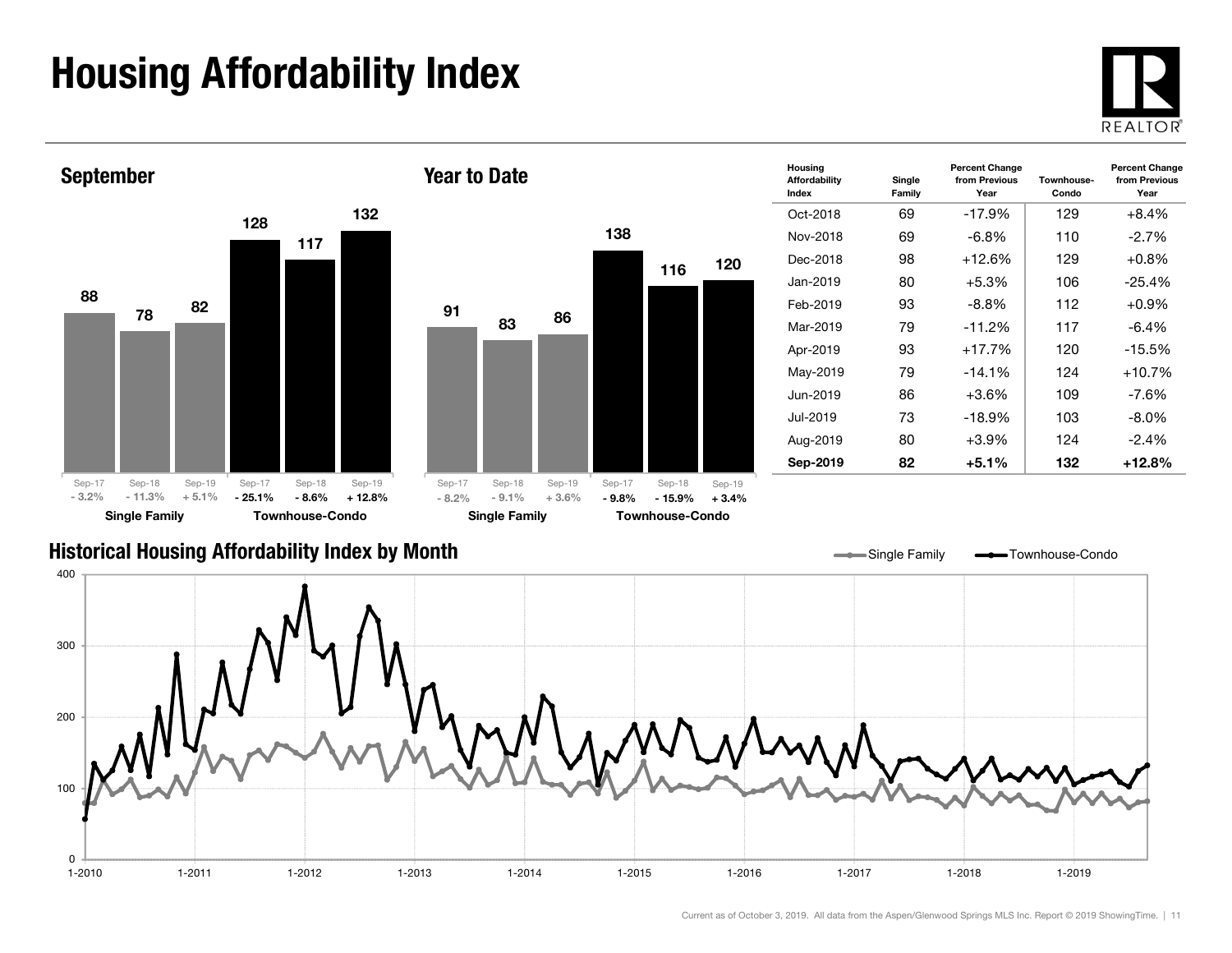# Housing Affordability Index

REALTOR®

## September

88
78
82
128
117
132

Sep-17 Sep-18 Sep-19 Sep-17 Sep-18 Sep-19
- 3.2% - 11.3% + 5.1% - 25.1% - 8.6% + 12.8%

Single Family Townhouse-Condo

## Year to Date

91
83
86
138
116
120

Sep-17 Sep-18 Sep-19 Sep-17 Sep-18 Sep-19
- 8.2% - 9.1% + 3.6% - 9.8% - 15.9% + 3.4%

Single Family Townhouse-Condo

| Housing Affordability Index | Single Family | Percent Change from Previous Year | Townhouse-Condo | Percent Change from Previous Year |
|---|---|---|---|---|
| Oct-2018 | 69 | -17.9% | 129 | +8.4% |
| Nov-2018 | 69 | -6.8% | 110 | -2.7% |
| Dec-2018 | 98 | +12.6% | 129 | +0.8% |
| Jan-2019 | 80 | +5.3% | 106 | -25.4% |
| Feb-2019 | 93 | -8.8% | 112 | +0.9% |
| Mar-2019 | 79 | -11.2% | 117 | -6.4% |
| Apr-2019 | 93 | +17.7% | 120 | -15.5% |
| May-2019 | 79 | -14.1% | 124 | +10.7% |
| Jun-2019 | 86 | +3.6% | 109 | -7.6% |
| Jul-2019 | 73 | -18.9% | 103 | -8.0% |
| Aug-2019 | 80 | +3.9% | 124 | -2.4% |
| **Sep-2019** | **82** | **+5.1%** | **132** | **+12.8%** |

## Historical Housing Affordability Index by Month

Single Family
Townhouse-Condo

400
300
200
100
0

1-2010 1-2011 1-2012 1-2013 1-2014 1-2015 1-2016 1-2017 1-2018 1-2019

Current as of October 3, 2019. All data from the Aspen/Glenwood Springs MLS Inc. Report © 2019 ShowingTime.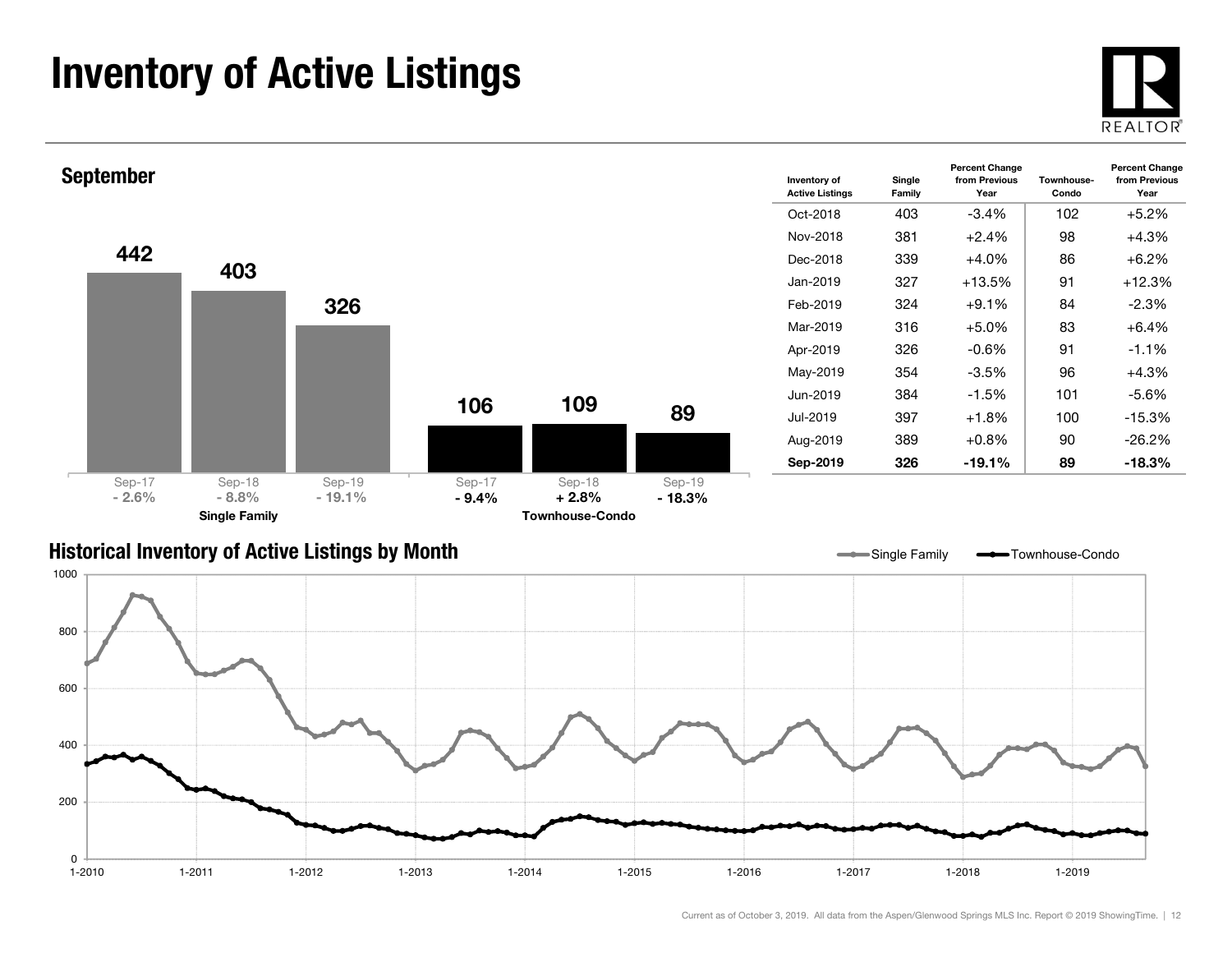# Inventory of Active Listings

## September

| | Sep-17 | Sep-18 | Sep-19 |
|---|---|---|---|
| Single Family | 442 | 403 | 326 |
| | - 2.6% | - 8.8% | - 19.1% |
| Townhouse-Condo | 106 | 109 | 89 |
| | - 9.4% | + 2.8% | - 18.3% |

| Inventory of Active Listings | Single Family | Percent Change from Previous Year | Townhouse-Condo | Percent Change from Previous Year |
|---|---|---|---|---|
| Oct-2018 | 403 | -3.4% | 102 | +5.2% |
| Nov-2018 | 381 | +2.4% | 98 | +4.3% |
| Dec-2018 | 339 | +4.0% | 86 | +6.2% |
| Jan-2019 | 327 | +13.5% | 91 | +12.3% |
| Feb-2019 | 324 | +9.1% | 84 | -2.3% |
| Mar-2019 | 316 | +5.0% | 83 | +6.4% |
| Apr-2019 | 326 | -0.6% | 91 | -1.1% |
| May-2019 | 354 | -3.5% | 96 | +4.3% |
| Jun-2019 | 384 | -1.5% | 101 | -5.6% |
| Jul-2019 | 397 | +1.8% | 100 | -15.3% |
| Aug-2019 | 389 | +0.8% | 90 | -26.2% |
| **Sep-2019** | **326** | **-19.1%** | **89** | **-18.3%** |

## Historical Inventory of Active Listings by Month

Single Family — Townhouse-Condo

Current as of October 3, 2019. All data from the Aspen/Glenwood Springs MLS Inc. Report © 2019 ShowingTime.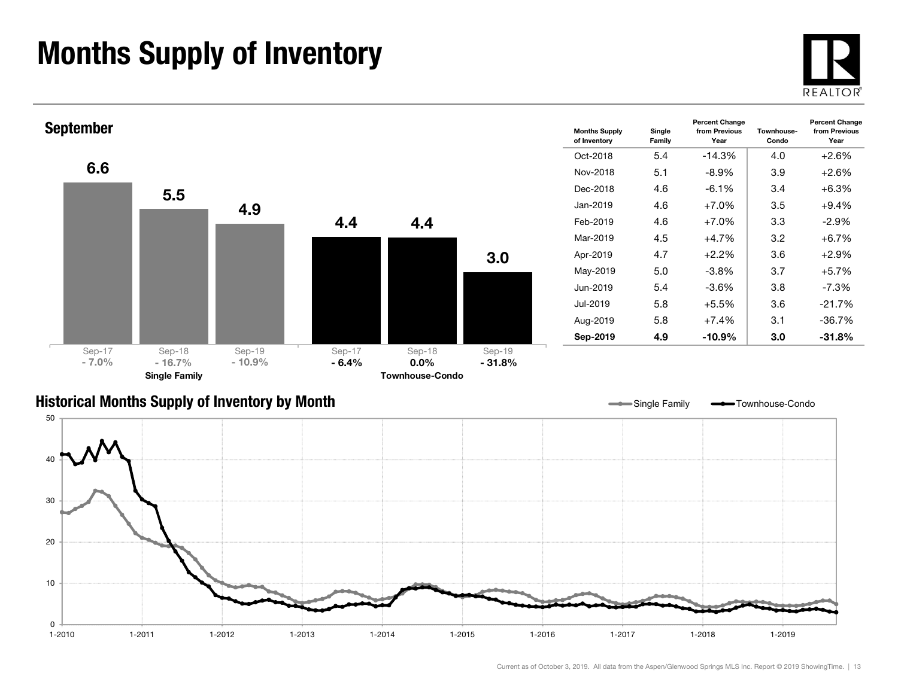# Months Supply of Inventory

REALTOR®

## September

6.6
5.5
4.9
4.4
4.4
3.0

Sep-17
- 7.0%
Sep-18
- 16.7%
Sep-19
- 10.9%
Single Family

Sep-17
- 6.4%
Sep-18
0.0%
Sep-19
- 31.8%
Townhouse-Condo

| Months Supply of Inventory | Single Family | Percent Change from Previous Year | Townhouse-Condo | Percent Change from Previous Year |
|---|---|---|---|---|
| Oct-2018 | 5.4 | -14.3% | 4.0 | +2.6% |
| Nov-2018 | 5.1 | -8.9% | 3.9 | +2.6% |
| Dec-2018 | 4.6 | -6.1% | 3.4 | +6.3% |
| Jan-2019 | 4.6 | +7.0% | 3.5 | +9.4% |
| Feb-2019 | 4.6 | +7.0% | 3.3 | -2.9% |
| Mar-2019 | 4.5 | +4.7% | 3.2 | +6.7% |
| Apr-2019 | 4.7 | +2.2% | 3.6 | +2.9% |
| May-2019 | 5.0 | -3.8% | 3.7 | +5.7% |
| Jun-2019 | 5.4 | -3.6% | 3.8 | -7.3% |
| Jul-2019 | 5.8 | +5.5% | 3.6 | -21.7% |
| Aug-2019 | 5.8 | +7.4% | 3.1 | -36.7% |
| **Sep-2019** | **4.9** | **-10.9%** | **3.0** | **-31.8%** |

## Historical Months Supply of Inventory by Month

Single Family
Townhouse-Condo

50
40
30
20
10
0

1-2010
1-2011
1-2012
1-2013
1-2014
1-2015
1-2016
1-2017
1-2018
1-2019

Current as of October 3, 2019. All data from the Aspen/Glenwood Springs MLS Inc. Report © 2019 ShowingTime.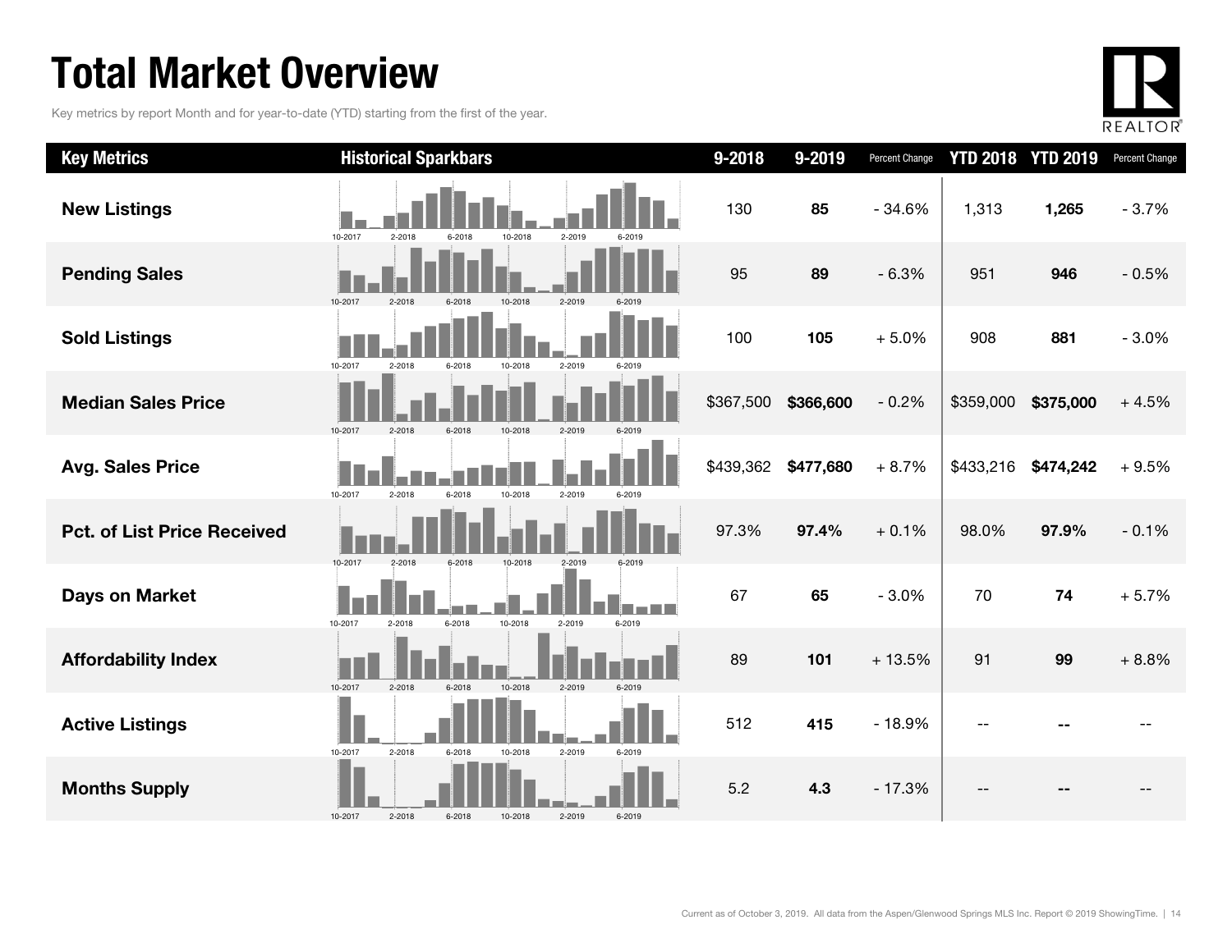# Total Market Overview

Key metrics by report Month and for year-to-date (YTD) starting from the first of the year.

| Key Metrics | Historical Sparkbars | 9-2018 | 9-2019 | Percent Change | YTD 2018 | YTD 2019 | Percent Change |
|---|---|---|---|---|---|---|---|
| **New Listings** | 10-2017 2-2018 6-2018 10-2018 2-2019 6-2019 | 130 | **85** | - 34.6% | 1,313 | **1,265** | - 3.7% |
| **Pending Sales** | 10-2017 2-2018 6-2018 10-2018 2-2019 6-2019 | 95 | **89** | - 6.3% | 951 | **946** | - 0.5% |
| **Sold Listings** | 10-2017 2-2018 6-2018 10-2018 2-2019 6-2019 | 100 | **105** | + 5.0% | 908 | **881** | - 3.0% |
| **Median Sales Price** | 10-2017 2-2018 6-2018 10-2018 2-2019 6-2019 | $367,500 | **$366,600** | - 0.2% | $359,000 | **$375,000** | + 4.5% |
| **Avg. Sales Price** | 10-2017 2-2018 6-2018 10-2018 2-2019 6-2019 | $439,362 | **$477,680** | + 8.7% | $433,216 | **$474,242** | + 9.5% |
| **Pct. of List Price Received** | 10-2017 2-2018 6-2018 10-2018 2-2019 6-2019 | 97.3% | **97.4%** | + 0.1% | 98.0% | **97.9%** | - 0.1% |
| **Days on Market** | 10-2017 2-2018 6-2018 10-2018 2-2019 6-2019 | 67 | **65** | - 3.0% | 70 | **74** | + 5.7% |
| **Affordability Index** | 10-2017 2-2018 6-2018 10-2018 2-2019 6-2019 | 89 | **101** | + 13.5% | 91 | **99** | + 8.8% |
| **Active Listings** | 10-2017 2-2018 6-2018 10-2018 2-2019 6-2019 | 512 | **415** | - 18.9% | -- | **--** | -- |
| **Months Supply** | 10-2017 2-2018 6-2018 10-2018 2-2019 6-2019 | 5.2 | **4.3** | - 17.3% | -- | **--** | -- |

Current as of October 3, 2019. All data from the Aspen/Glenwood Springs MLS Inc. Report © 2019 ShowingTime.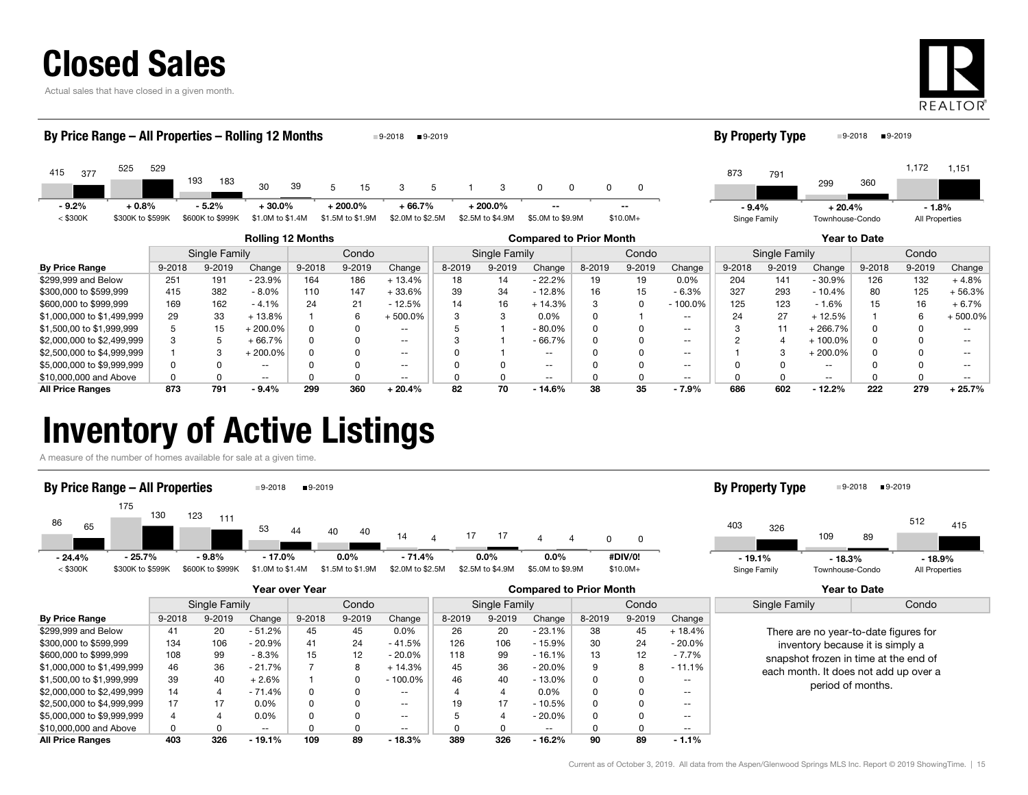# Closed Sales

Actual sales that have closed in a given month.

### By Price Range – All Properties – Rolling 12 Months

9-2018 9-2019

415 377
- 9.2%
< $300K

525 529
+ 0.8%
$300K to $599K

193 183
- 5.2%
$600K to $999K

30 39
+ 30.0%
$1.0M to $1.4M

5 15
+ 200.0%
$1.5M to $1.9M

3 5
+ 66.7%
$2.0M to $2.5M

1 3
+ 200.0%
$2.5M to $4.9M

0 0
--
$5.0M to $9.9M

0 0
--
$10.0M+

### By Property Type

9-2018 9-2019

873 791
- 9.4%
Singe Family

299 360
+ 20.4%
Townhouse-Condo

1,172 1,151
- 1.8%
All Properties

| | Rolling 12 Months | | | | | | Compared to Prior Month | | | | | | Year to Date | | | | | |
|---|---|---|---|---|---|---|---|---|---|---|---|---|---|---|---|---|---|---|
| | Single Family | | | Condo | | | Single Family | | | Condo | | | Single Family | | | Condo | | |
| **By Price Range** | 9-2018 | 9-2019 | Change | 9-2018 | 9-2019 | Change | 8-2019 | 9-2019 | Change | 8-2019 | 9-2019 | Change | 9-2018 | 9-2019 | Change | 9-2018 | 9-2019 | Change |
| $299,999 and Below | 251 | 191 | - 23.9% | 164 | 186 | + 13.4% | 18 | 14 | - 22.2% | 19 | 19 | 0.0% | 204 | 141 | - 30.9% | 126 | 132 | + 4.8% |
| $300,000 to $599,999 | 415 | 382 | - 8.0% | 110 | 147 | + 33.6% | 39 | 34 | - 12.8% | 16 | 15 | - 6.3% | 327 | 293 | - 10.4% | 80 | 125 | + 56.3% |
| $600,000 to $999,999 | 169 | 162 | - 4.1% | 24 | 21 | - 12.5% | 14 | 16 | + 14.3% | 3 | 0 | - 100.0% | 125 | 123 | - 1.6% | 15 | 16 | + 6.7% |
| $1,000,000 to $1,499,999 | 29 | 33 | + 13.8% | 1 | 6 | + 500.0% | 3 | 3 | 0.0% | 0 | 1 | -- | 24 | 27 | + 12.5% | 1 | 6 | + 500.0% |
| $1,500,00 to $1,999,999 | 5 | 15 | + 200.0% | 0 | 0 | -- | 5 | 1 | - 80.0% | 0 | 0 | -- | 3 | 11 | + 266.7% | 0 | 0 | -- |
| $2,000,000 to $2,499,999 | 3 | 5 | + 66.7% | 0 | 0 | -- | 3 | 1 | - 66.7% | 0 | 0 | -- | 2 | 4 | + 100.0% | 0 | 0 | -- |
| $2,500,000 to $4,999,999 | 1 | 3 | + 200.0% | 0 | 0 | -- | 0 | 1 | -- | 0 | 0 | -- | 1 | 3 | + 200.0% | 0 | 0 | -- |
| $5,000,000 to $9,999,999 | 0 | 0 | -- | 0 | 0 | -- | 0 | 0 | -- | 0 | 0 | -- | 0 | 0 | -- | 0 | 0 | -- |
| $10,000,000 and Above | 0 | 0 | -- | 0 | 0 | -- | 0 | 0 | -- | 0 | 0 | -- | 0 | 0 | -- | 0 | 0 | -- |
| **All Price Ranges** | **873** | **791** | **- 9.4%** | **299** | **360** | **+ 20.4%** | **82** | **70** | **- 14.6%** | **38** | **35** | **- 7.9%** | **686** | **602** | **- 12.2%** | **222** | **279** | **+ 25.7%** |

# Inventory of Active Listings

A measure of the number of homes available for sale at a given time.

### By Price Range – All Properties

9-2018 9-2019

86 65
- 24.4%
< $300K

175 130
- 25.7%
$300K to $599K

123 111
- 9.8%
$600K to $999K

53 44
- 17.0%
$1.0M to $1.4M

40 40
0.0%
$1.5M to $1.9M

14 4
- 71.4%
$2.0M to $2.5M

17 17
0.0%
$2.5M to $4.9M

4 4
0.0%
$5.0M to $9.9M

0 0
#DIV/0!
$10.0M+

### By Property Type

9-2018 9-2019

403 326
- 19.1%
Singe Family

109 89
- 18.3%
Townhouse-Condo

512 415
- 18.9%
All Properties

| | Year over Year | | | | | | Compared to Prior Month | | | | | |
|---|---|---|---|---|---|---|---|---|---|---|---|---|
| | Single Family | | | Condo | | | Single Family | | | Condo | | |
| **By Price Range** | 9-2018 | 9-2019 | Change | 9-2018 | 9-2019 | Change | 8-2019 | 9-2019 | Change | 8-2019 | 9-2019 | Change |
| $299,999 and Below | 41 | 20 | - 51.2% | 45 | 45 | 0.0% | 26 | 20 | - 23.1% | 38 | 45 | + 18.4% |
| $300,000 to $599,999 | 134 | 106 | - 20.9% | 41 | 24 | - 41.5% | 126 | 106 | - 15.9% | 30 | 24 | - 20.0% |
| $600,000 to $999,999 | 108 | 99 | - 8.3% | 15 | 12 | - 20.0% | 118 | 99 | - 16.1% | 13 | 12 | - 7.7% |
| $1,000,000 to $1,499,999 | 46 | 36 | - 21.7% | 7 | 8 | + 14.3% | 45 | 36 | - 20.0% | 9 | 8 | - 11.1% |
| $1,500,00 to $1,999,999 | 39 | 40 | + 2.6% | 1 | 0 | - 100.0% | 46 | 40 | - 13.0% | 0 | 0 | -- |
| $2,000,000 to $2,499,999 | 14 | 4 | - 71.4% | 0 | 0 | -- | 4 | 4 | 0.0% | 0 | 0 | -- |
| $2,500,000 to $4,999,999 | 17 | 17 | 0.0% | 0 | 0 | -- | 19 | 17 | - 10.5% | 0 | 0 | -- |
| $5,000,000 to $9,999,999 | 4 | 4 | 0.0% | 0 | 0 | -- | 5 | 4 | - 20.0% | 0 | 0 | -- |
| $10,000,000 and Above | 0 | 0 | -- | 0 | 0 | -- | 0 | 0 | -- | 0 | 0 | -- |
| **All Price Ranges** | **403** | **326** | **- 19.1%** | **109** | **89** | **- 18.3%** | **389** | **326** | **- 16.2%** | **90** | **89** | **- 1.1%** |

| Year to Date | |
|---|---|
| Single Family | Condo |

There are no year-to-date figures for inventory because it is simply a snapshot frozen in time at the end of each month. It does not add up over a period of months.

Current as of October 3, 2019. All data from the Aspen/Glenwood Springs MLS Inc. Report © 2019 ShowingTime.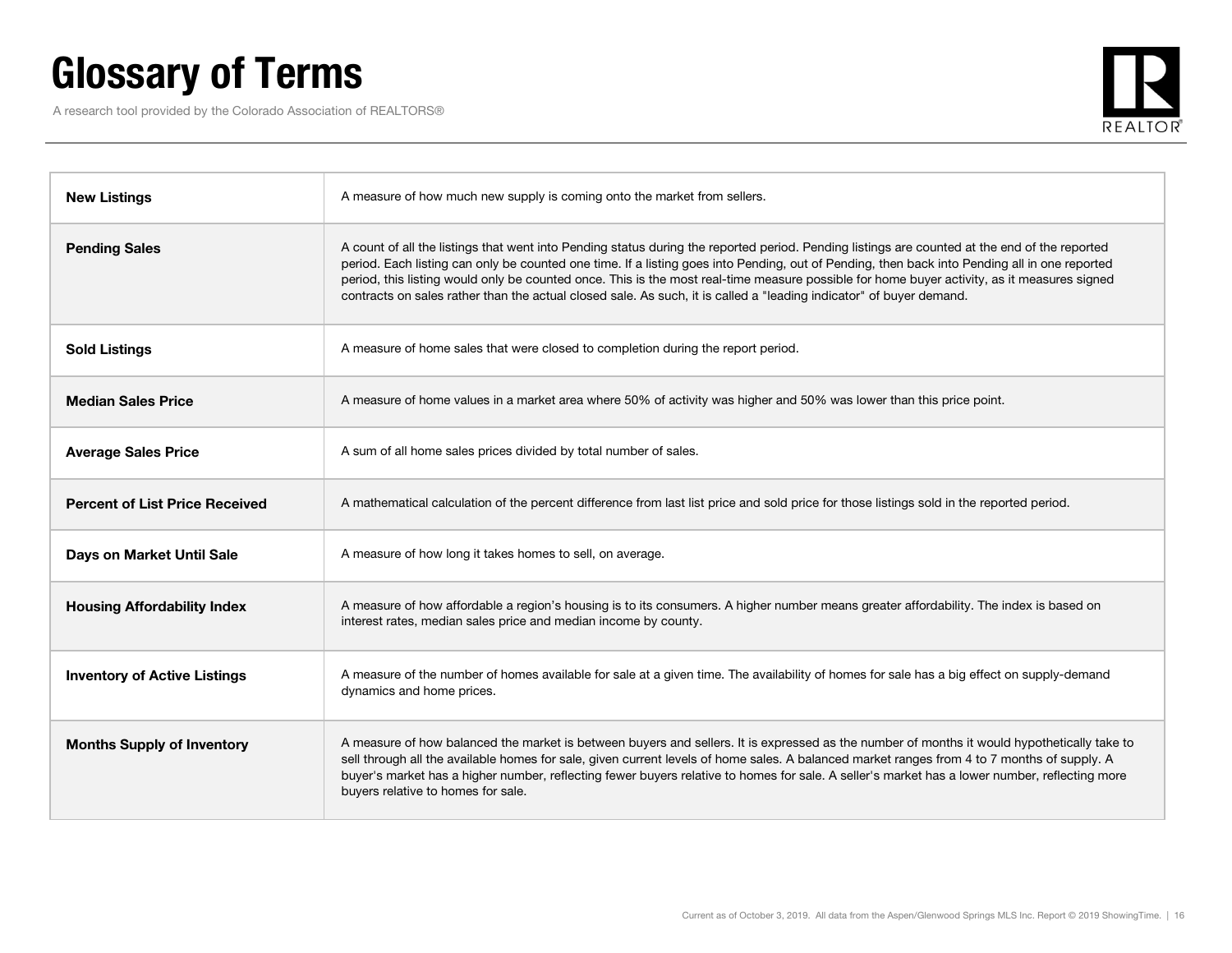# Glossary of Terms

A research tool provided by the Colorado Association of REALTORS®

| | |
|---|---|
| **New Listings** | A measure of how much new supply is coming onto the market from sellers. |
| **Pending Sales** | A count of all the listings that went into Pending status during the reported period. Pending listings are counted at the end of the reported period. Each listing can only be counted one time. If a listing goes into Pending, out of Pending, then back into Pending all in one reported period, this listing would only be counted once. This is the most real-time measure possible for home buyer activity, as it measures signed contracts on sales rather than the actual closed sale. As such, it is called a "leading indicator" of buyer demand. |
| **Sold Listings** | A measure of home sales that were closed to completion during the report period. |
| **Median Sales Price** | A measure of home values in a market area where 50% of activity was higher and 50% was lower than this price point. |
| **Average Sales Price** | A sum of all home sales prices divided by total number of sales. |
| **Percent of List Price Received** | A mathematical calculation of the percent difference from last list price and sold price for those listings sold in the reported period. |
| **Days on Market Until Sale** | A measure of how long it takes homes to sell, on average. |
| **Housing Affordability Index** | A measure of how affordable a region's housing is to its consumers. A higher number means greater affordability. The index is based on interest rates, median sales price and median income by county. |
| **Inventory of Active Listings** | A measure of the number of homes available for sale at a given time. The availability of homes for sale has a big effect on supply-demand dynamics and home prices. |
| **Months Supply of Inventory** | A measure of how balanced the market is between buyers and sellers. It is expressed as the number of months it would hypothetically take to sell through all the available homes for sale, given current levels of home sales. A balanced market ranges from 4 to 7 months of supply. A buyer's market has a higher number, reflecting fewer buyers relative to homes for sale. A seller's market has a lower number, reflecting more buyers relative to homes for sale. |

Current as of October 3, 2019. All data from the Aspen/Glenwood Springs MLS Inc. Report © 2019 ShowingTime.